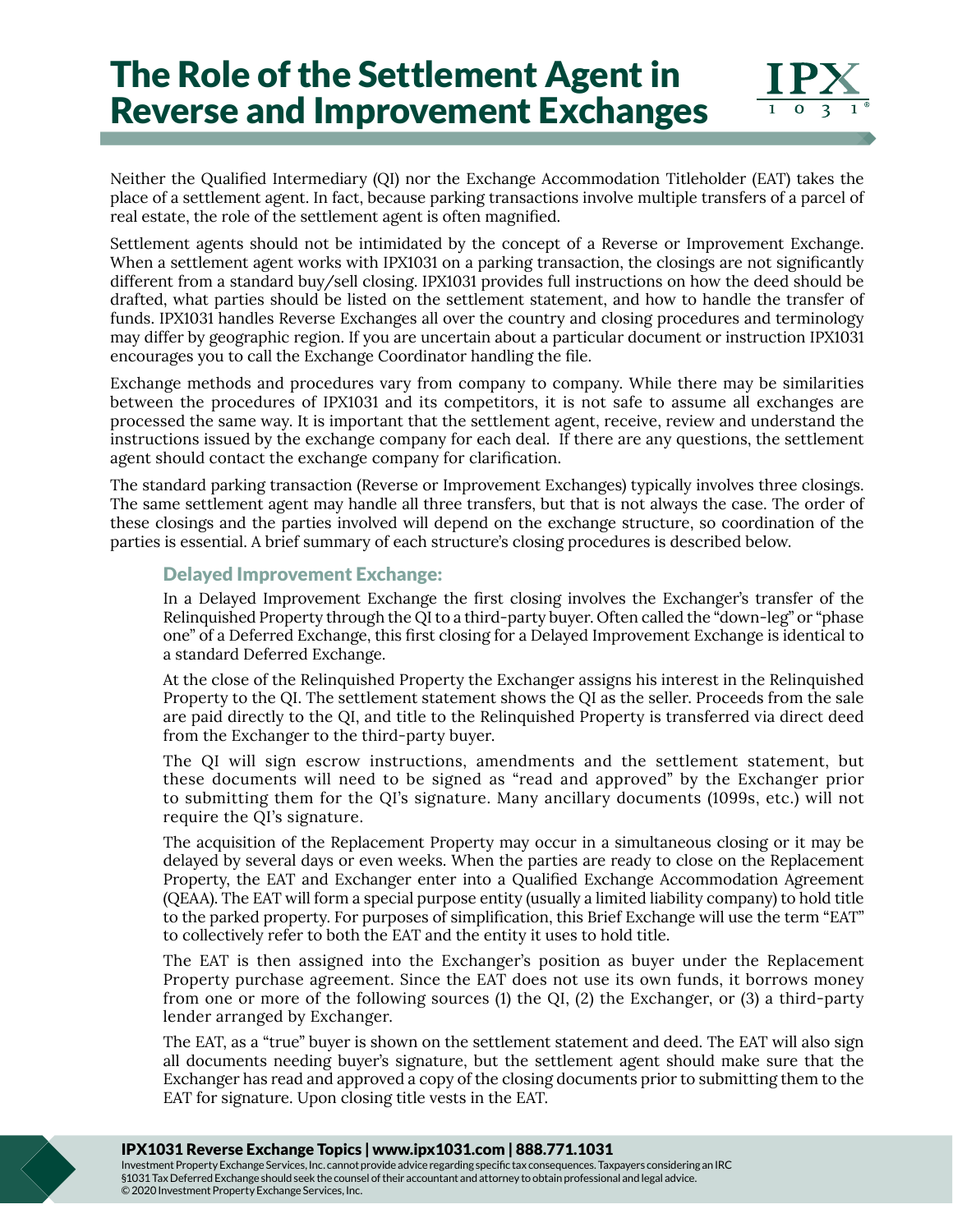# The Role of the Settlement Agent in Reverse and Improvement Exchanges

Neither the Qualified Intermediary (QI) nor the Exchange Accommodation Titleholder (EAT) takes the place of a settlement agent. In fact, because parking transactions involve multiple transfers of a parcel of real estate, the role of the settlement agent is often magnified.

Settlement agents should not be intimidated by the concept of a Reverse or Improvement Exchange. When a settlement agent works with IPX1031 on a parking transaction, the closings are not significantly different from a standard buy/sell closing. IPX1031 provides full instructions on how the deed should be drafted, what parties should be listed on the settlement statement, and how to handle the transfer of funds. IPX1031 handles Reverse Exchanges all over the country and closing procedures and terminology may differ by geographic region. If you are uncertain about a particular document or instruction IPX1031 encourages you to call the Exchange Coordinator handling the file.

Exchange methods and procedures vary from company to company. While there may be similarities between the procedures of IPX1031 and its competitors, it is not safe to assume all exchanges are processed the same way. It is important that the settlement agent, receive, review and understand the instructions issued by the exchange company for each deal. If there are any questions, the settlement agent should contact the exchange company for clarification.

The standard parking transaction (Reverse or Improvement Exchanges) typically involves three closings. The same settlement agent may handle all three transfers, but that is not always the case. The order of these closings and the parties involved will depend on the exchange structure, so coordination of the parties is essential. A brief summary of each structure's closing procedures is described below.

### Delayed Improvement Exchange:

In a Delayed Improvement Exchange the first closing involves the Exchanger's transfer of the Relinquished Property through the QI to a third-party buyer. Often called the "down-leg" or "phase one" of a Deferred Exchange, this first closing for a Delayed Improvement Exchange is identical to a standard Deferred Exchange.

At the close of the Relinquished Property the Exchanger assigns his interest in the Relinquished Property to the QI. The settlement statement shows the QI as the seller. Proceeds from the sale are paid directly to the QI, and title to the Relinquished Property is transferred via direct deed from the Exchanger to the third-party buyer.

The QI will sign escrow instructions, amendments and the settlement statement, but these documents will need to be signed as "read and approved" by the Exchanger prior to submitting them for the QI's signature. Many ancillary documents (1099s, etc.) will not require the QI's signature.

The acquisition of the Replacement Property may occur in a simultaneous closing or it may be delayed by several days or even weeks. When the parties are ready to close on the Replacement Property, the EAT and Exchanger enter into a Qualified Exchange Accommodation Agreement (QEAA). The EAT will form a special purpose entity (usually a limited liability company) to hold title to the parked property. For purposes of simplification, this Brief Exchange will use the term "EAT" to collectively refer to both the EAT and the entity it uses to hold title.

The EAT is then assigned into the Exchanger's position as buyer under the Replacement Property purchase agreement. Since the EAT does not use its own funds, it borrows money from one or more of the following sources (1) the QI, (2) the Exchanger, or (3) a third-party lender arranged by Exchanger.

The EAT, as a "true" buyer is shown on the settlement statement and deed. The EAT will also sign all documents needing buyer's signature, but the settlement agent should make sure that the Exchanger has read and approved a copy of the closing documents prior to submitting them to the EAT for signature. Upon closing title vests in the EAT.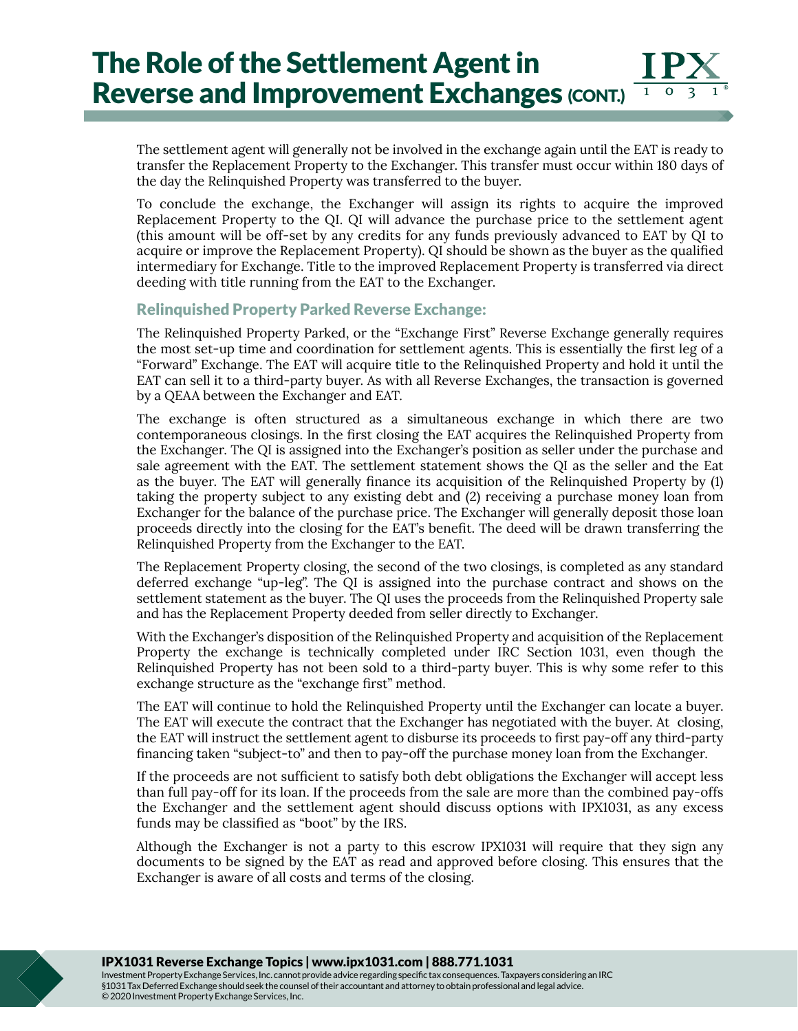The settlement agent will generally not be involved in the exchange again until the EAT is ready to transfer the Replacement Property to the Exchanger. This transfer must occur within 180 days of the day the Relinquished Property was transferred to the buyer.

To conclude the exchange, the Exchanger will assign its rights to acquire the improved Replacement Property to the QI. QI will advance the purchase price to the settlement agent (this amount will be off-set by any credits for any funds previously advanced to EAT by QI to acquire or improve the Replacement Property). QI should be shown as the buyer as the qualified intermediary for Exchange. Title to the improved Replacement Property is transferred via direct deeding with title running from the EAT to the Exchanger.

### Relinquished Property Parked Reverse Exchange:

The Relinquished Property Parked, or the "Exchange First" Reverse Exchange generally requires the most set-up time and coordination for settlement agents. This is essentially the first leg of a "Forward" Exchange. The EAT will acquire title to the Relinquished Property and hold it until the EAT can sell it to a third-party buyer. As with all Reverse Exchanges, the transaction is governed by a QEAA between the Exchanger and EAT.

The exchange is often structured as a simultaneous exchange in which there are two contemporaneous closings. In the first closing the EAT acquires the Relinquished Property from the Exchanger. The QI is assigned into the Exchanger's position as seller under the purchase and sale agreement with the EAT. The settlement statement shows the QI as the seller and the Eat as the buyer. The EAT will generally finance its acquisition of the Relinquished Property by (1) taking the property subject to any existing debt and (2) receiving a purchase money loan from Exchanger for the balance of the purchase price. The Exchanger will generally deposit those loan proceeds directly into the closing for the EAT's benefit. The deed will be drawn transferring the Relinquished Property from the Exchanger to the EAT.

The Replacement Property closing, the second of the two closings, is completed as any standard deferred exchange "up-leg". The QI is assigned into the purchase contract and shows on the settlement statement as the buyer. The QI uses the proceeds from the Relinquished Property sale and has the Replacement Property deeded from seller directly to Exchanger.

With the Exchanger's disposition of the Relinquished Property and acquisition of the Replacement Property the exchange is technically completed under IRC Section 1031, even though the Relinquished Property has not been sold to a third-party buyer. This is why some refer to this exchange structure as the "exchange first" method.

The EAT will continue to hold the Relinquished Property until the Exchanger can locate a buyer. The EAT will execute the contract that the Exchanger has negotiated with the buyer. At closing, the EAT will instruct the settlement agent to disburse its proceeds to first pay-off any third-party financing taken "subject-to" and then to pay-off the purchase money loan from the Exchanger.

If the proceeds are not sufficient to satisfy both debt obligations the Exchanger will accept less than full pay-off for its loan. If the proceeds from the sale are more than the combined pay-offs the Exchanger and the settlement agent should discuss options with IPX1031, as any excess funds may be classified as "boot" by the IRS.

Although the Exchanger is not a party to this escrow IPX1031 will require that they sign any documents to be signed by the EAT as read and approved before closing. This ensures that the Exchanger is aware of all costs and terms of the closing.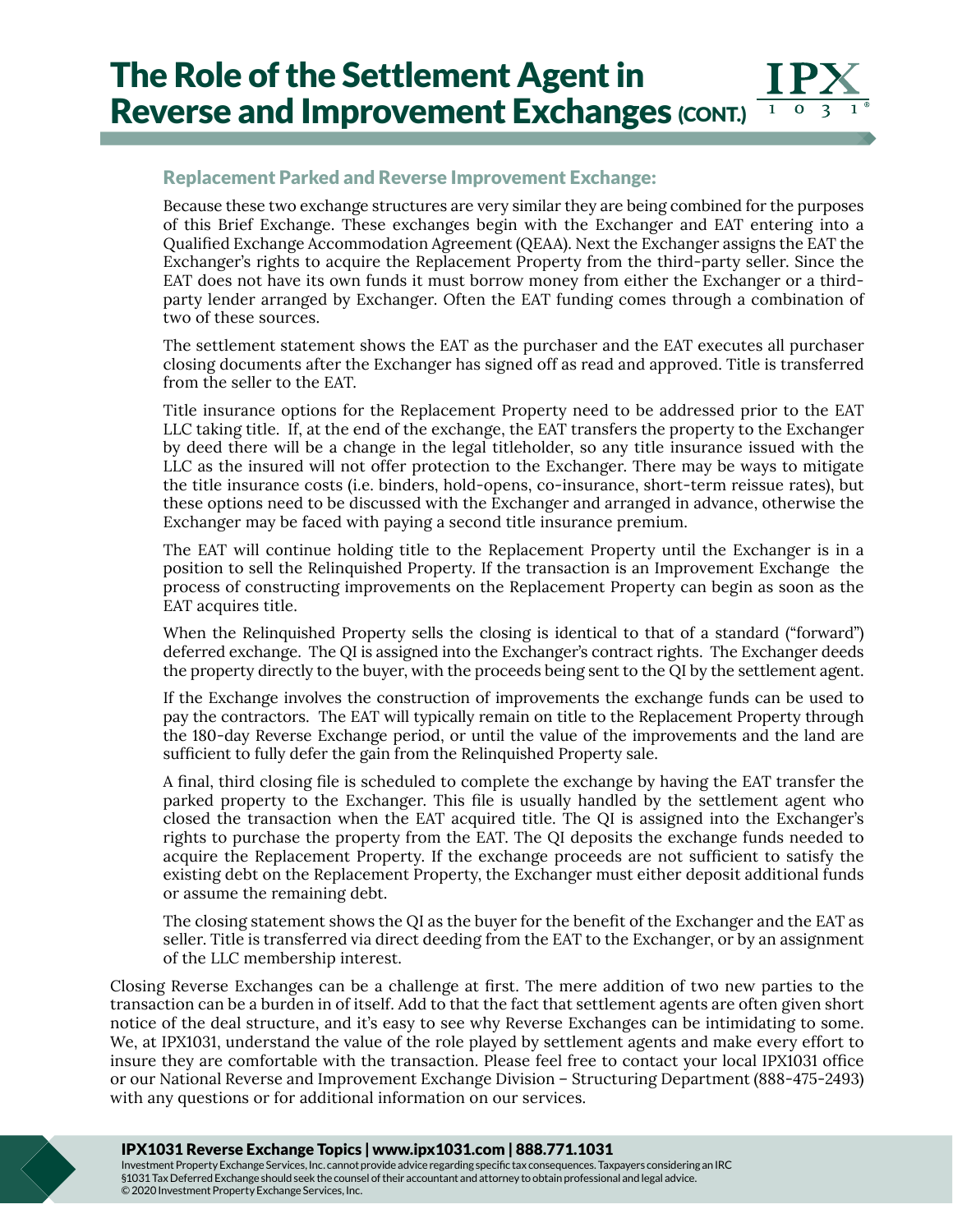# The Role of the Settlement Agent in Reverse and Improvement Exchanges (CONT.)

### Replacement Parked and Reverse Improvement Exchange:

Because these two exchange structures are very similar they are being combined for the purposes of this Brief Exchange. These exchanges begin with the Exchanger and EAT entering into a Qualified Exchange Accommodation Agreement (QEAA). Next the Exchanger assigns the EAT the Exchanger's rights to acquire the Replacement Property from the third-party seller. Since the EAT does not have its own funds it must borrow money from either the Exchanger or a third-party lender arranged by Exchanger. Often the EAT funding comes through a combination of two of these sources.

The settlement statement shows the EAT as the purchaser and the EAT executes all purchaser closing documents after the Exchanger has signed off as read and approved. Title is transferred from the seller to the EAT.

Title insurance options for the Replacement Property need to be addressed prior to the EAT LLC taking title. If, at the end of the exchange, the EAT transfers the property to the Exchanger by deed there will be a change in the legal titleholder, so any title insurance issued with the LLC as the insured will not offer protection to the Exchanger. There may be ways to mitigate the title insurance costs (i.e. binders, hold-opens, co-insurance, short-term reissue rates), but these options need to be discussed with the Exchanger and arranged in advance, otherwise the Exchanger may be faced with paying a second title insurance premium.

The EAT will continue holding title to the Replacement Property until the Exchanger is in a position to sell the Relinquished Property. If the transaction is an Improvement Exchange the process of constructing improvements on the Replacement Property can begin as soon as the EAT acquires title.

When the Relinquished Property sells the closing is identical to that of a standard ("forward") deferred exchange. The QI is assigned into the Exchanger's contract rights. The Exchanger deeds the property directly to the buyer, with the proceeds being sent to the QI by the settlement agent.

If the Exchange involves the construction of improvements the exchange funds can be used to pay the contractors. The EAT will typically remain on title to the Replacement Property through the 180-day Reverse Exchange period, or until the value of the improvements and the land are sufficient to fully defer the gain from the Relinquished Property sale.

A final, third closing file is scheduled to complete the exchange by having the EAT transfer the parked property to the Exchanger. This file is usually handled by the settlement agent who closed the transaction when the EAT acquired title. The QI is assigned into the Exchanger's rights to purchase the property from the EAT. The QI deposits the exchange funds needed to acquire the Replacement Property. If the exchange proceeds are not sufficient to satisfy the existing debt on the Replacement Property, the Exchanger must either deposit additional funds or assume the remaining debt.

The closing statement shows the QI as the buyer for the benefit of the Exchanger and the EAT as seller. Title is transferred via direct deeding from the EAT to the Exchanger, or by an assignment of the LLC membership interest.

Closing Reverse Exchanges can be a challenge at first. The mere addition of two new parties to the transaction can be a burden in of itself. Add to that the fact that settlement agents are often given short notice of the deal structure, and it's easy to see why Reverse Exchanges can be intimidating to some. We, at IPX1031, understand the value of the role played by settlement agents and make every effort to insure they are comfortable with the transaction. Please feel free to contact your local IPX1031 office or our National Reverse and Improvement Exchange Division – Structuring Department (888-475-2493) with any questions or for additional information on our services.

**IPX1031 Reverse Exchange Topics | www.ipx1031.com | 888.771.1031**

Investment Property Exchange Services, Inc. cannot provide advice regarding specific tax consequences. Taxpayers considering an IRC §1031 Tax Deferred Exchange should seek the counsel of their accountant and attorney to obtain professional and legal advice.
© 2020 Investment Property Exchange Services, Inc.